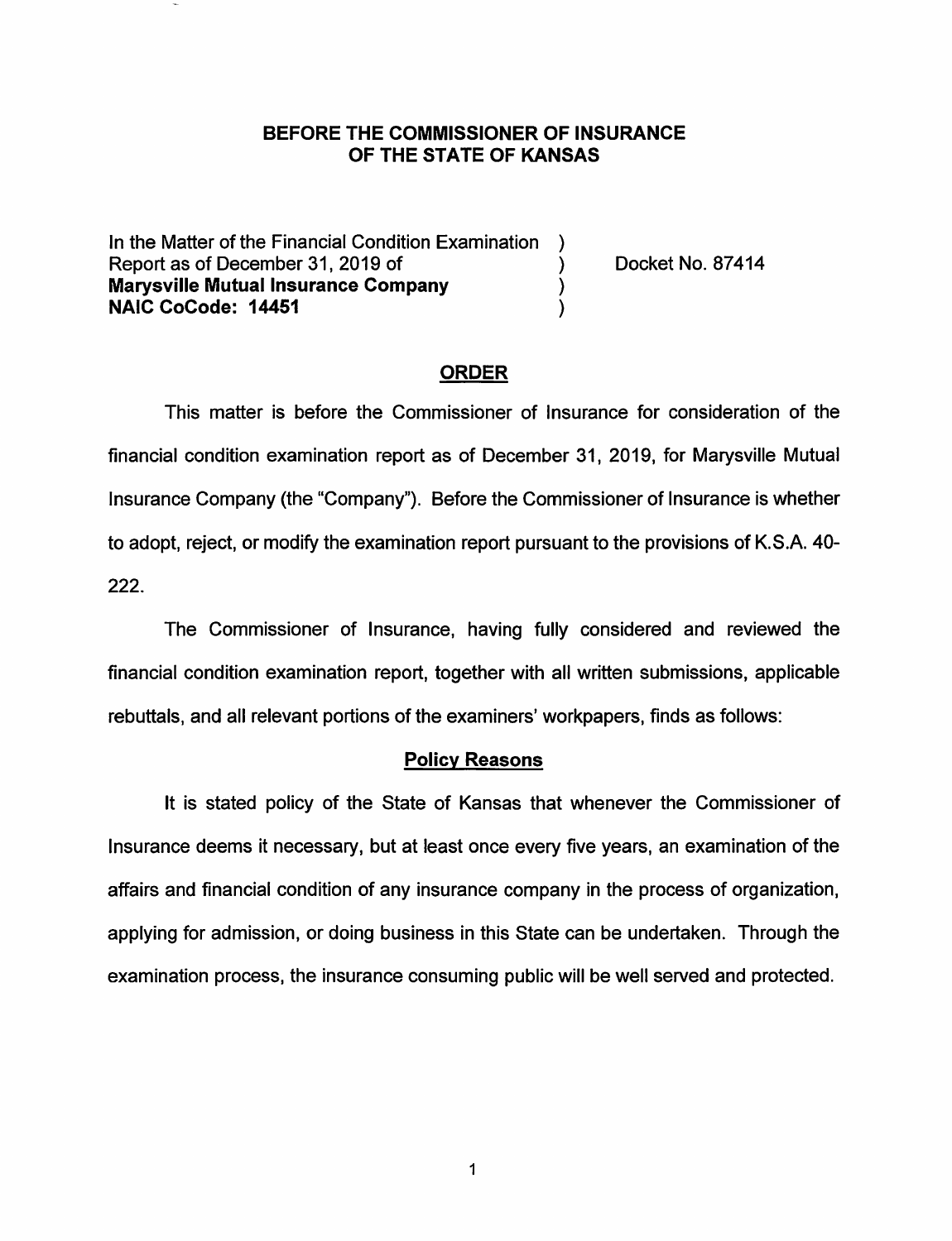**BEFORE THE COMMISSIONER OF INSURANCE OF THE STATE OF KANSAS**

In the Matter of the Financial Condition Examination Report as of December 31, 2019 of **Marysville Mutual Insurance Company** **NAIC CoCode: 14451** ) ) ) ) Docket No. 87414

## ORDER

This matter is before the Commissioner of Insurance for consideration of the financial condition examination report as of December 31, 2019, for Marysville Mutual Insurance Company (the "Company"). Before the Commissioner of Insurance is whether to adopt, reject, or modify the examination report pursuant to the provisions of K.S.A. 40-222.

The Commissioner of Insurance, having fully considered and reviewed the financial condition examination report, together with all written submissions, applicable rebuttals, and all relevant portions of the examiners' workpapers, finds as follows:

### Policy Reasons

It is stated policy of the State of Kansas that whenever the Commissioner of Insurance deems it necessary, but at least once every five years, an examination of the affairs and financial condition of any insurance company in the process of organization, applying for admission, or doing business in this State can be undertaken. Through the examination process, the insurance consuming public will be well served and protected.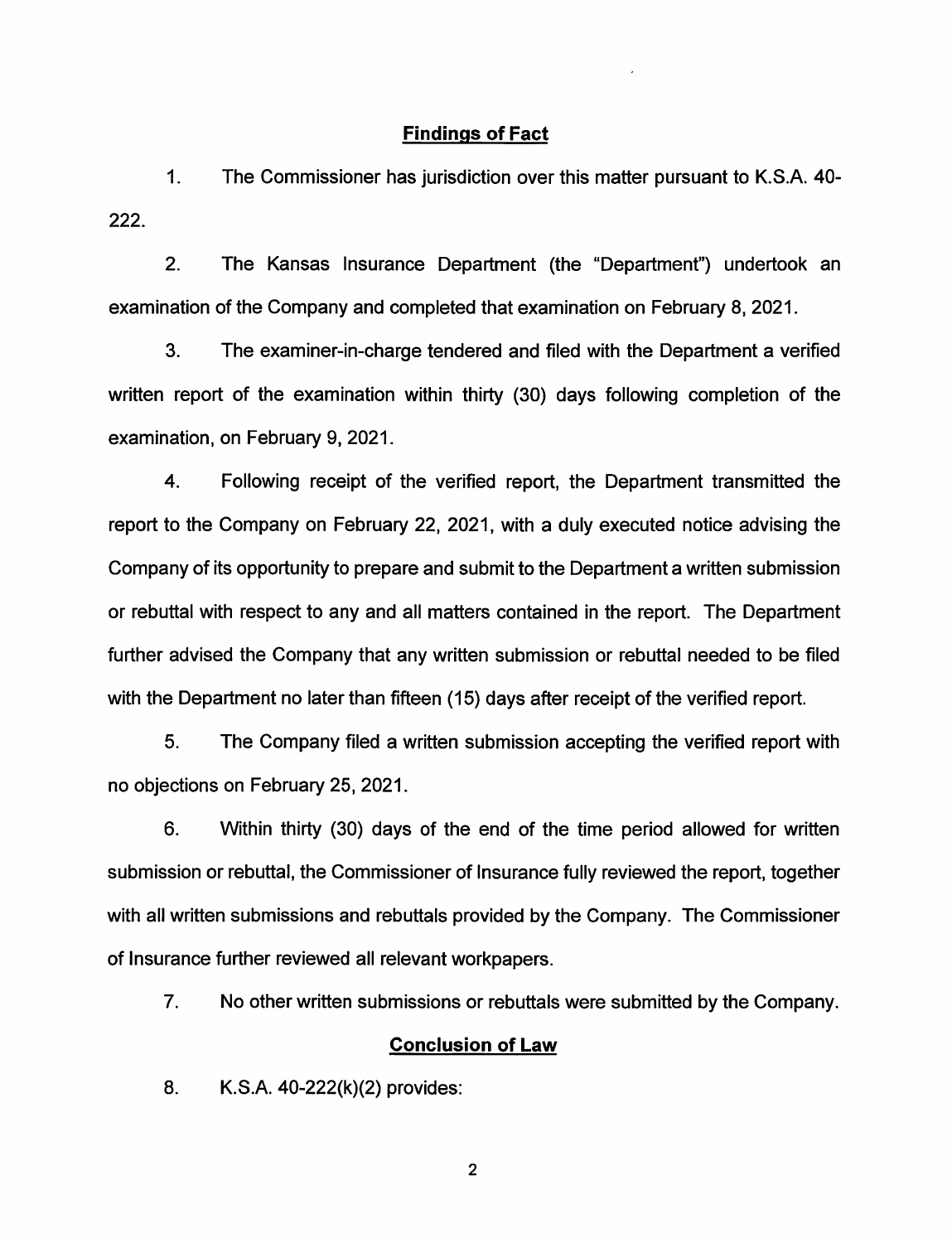## Findings of Fact

1. The Commissioner has jurisdiction over this matter pursuant to K.S.A. 40-222.

2. The Kansas Insurance Department (the "Department") undertook an examination of the Company and completed that examination on February 8, 2021.

3. The examiner-in-charge tendered and filed with the Department a verified written report of the examination within thirty (30) days following completion of the examination, on February 9, 2021.

4. Following receipt of the verified report, the Department transmitted the report to the Company on February 22, 2021, with a duly executed notice advising the Company of its opportunity to prepare and submit to the Department a written submission or rebuttal with respect to any and all matters contained in the report. The Department further advised the Company that any written submission or rebuttal needed to be filed with the Department no later than fifteen (15) days after receipt of the verified report.

5. The Company filed a written submission accepting the verified report with no objections on February 25, 2021.

6. Within thirty (30) days of the end of the time period allowed for written submission or rebuttal, the Commissioner of Insurance fully reviewed the report, together with all written submissions and rebuttals provided by the Company. The Commissioner of Insurance further reviewed all relevant workpapers.

7. No other written submissions or rebuttals were submitted by the Company.

## Conclusion of Law

8. K.S.A. 40-222(k)(2) provides: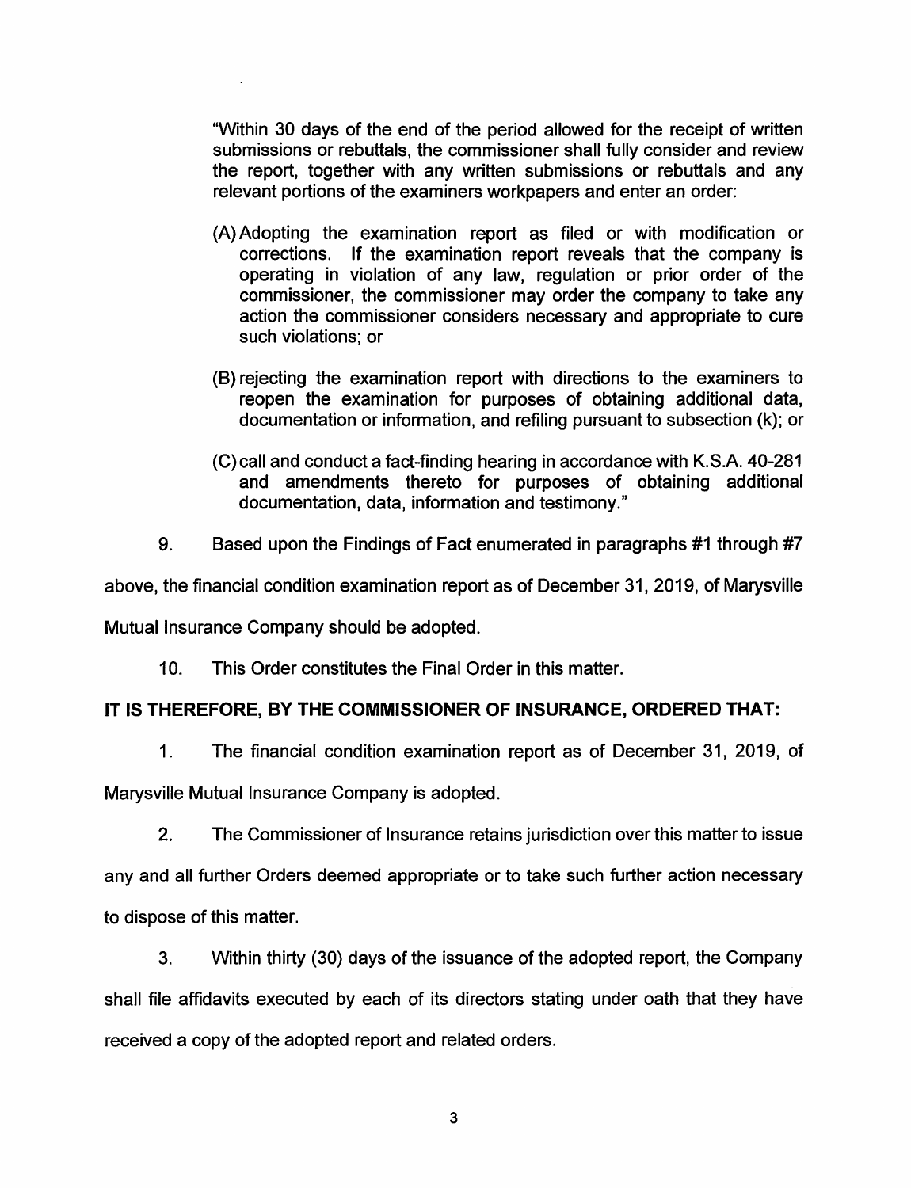"Within 30 days of the end of the period allowed for the receipt of written submissions or rebuttals, the commissioner shall fully consider and review the report, together with any written submissions or rebuttals and any relevant portions of the examiners workpapers and enter an order:

(A) Adopting the examination report as filed or with modification or corrections. If the examination report reveals that the company is operating in violation of any law, regulation or prior order of the commissioner, the commissioner may order the company to take any action the commissioner considers necessary and appropriate to cure such violations; or

(B) rejecting the examination report with directions to the examiners to reopen the examination for purposes of obtaining additional data, documentation or information, and refiling pursuant to subsection (k); or

(C) call and conduct a fact-finding hearing in accordance with K.S.A. 40-281 and amendments thereto for purposes of obtaining additional documentation, data, information and testimony."

9. Based upon the Findings of Fact enumerated in paragraphs #1 through #7 above, the financial condition examination report as of December 31, 2019, of Marysville Mutual Insurance Company should be adopted.

10. This Order constitutes the Final Order in this matter.

**IT IS THEREFORE, BY THE COMMISSIONER OF INSURANCE, ORDERED THAT:**

1. The financial condition examination report as of December 31, 2019, of Marysville Mutual Insurance Company is adopted.

2. The Commissioner of Insurance retains jurisdiction over this matter to issue any and all further Orders deemed appropriate or to take such further action necessary to dispose of this matter.

3. Within thirty (30) days of the issuance of the adopted report, the Company shall file affidavits executed by each of its directors stating under oath that they have received a copy of the adopted report and related orders.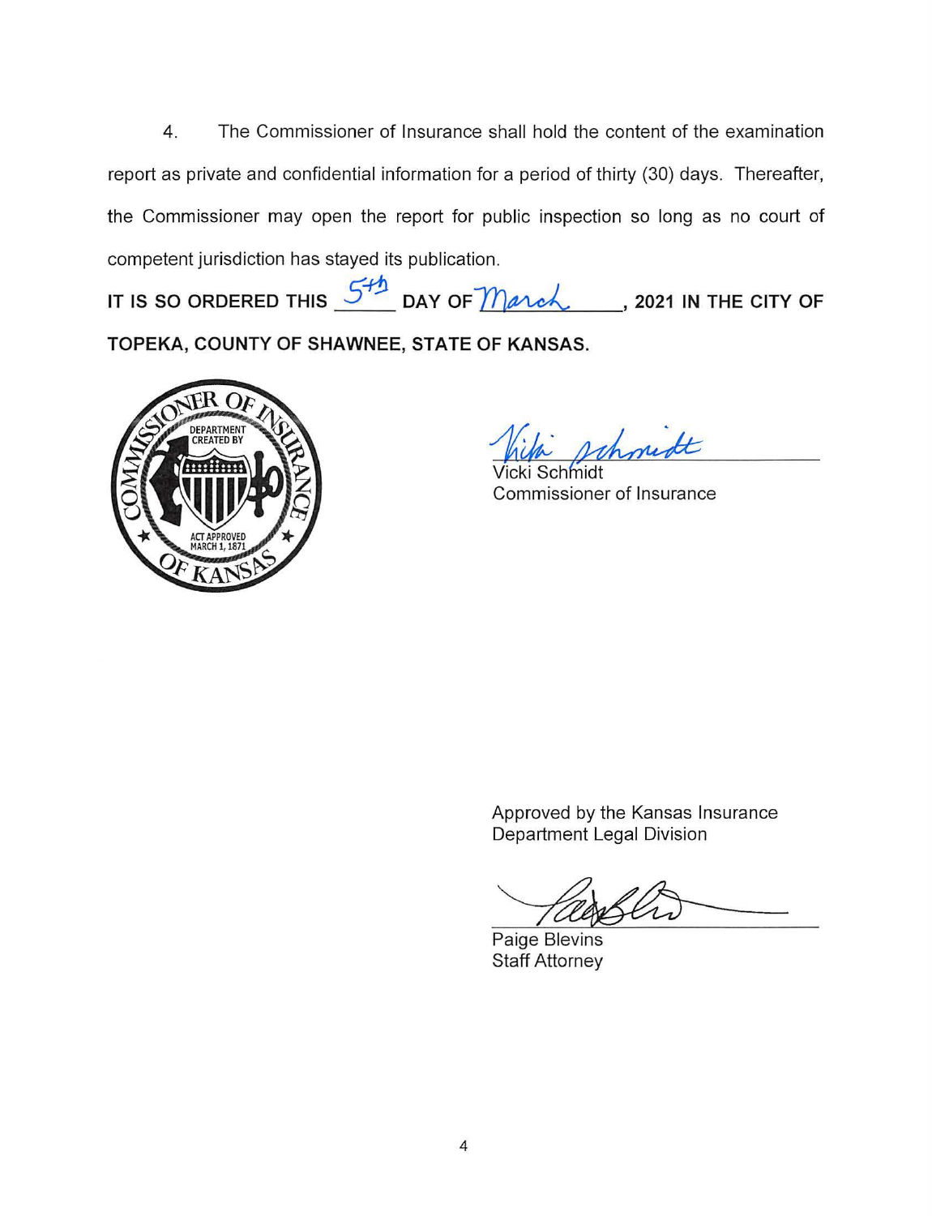4. The Commissioner of Insurance shall hold the content of the examination report as private and confidential information for a period of thirty (30) days. Thereafter, the Commissioner may open the report for public inspection so long as no court of competent jurisdiction has stayed its publication.

**IT IS SO ORDERED THIS 5th DAY OF March, 2021 IN THE CITY OF TOPEKA, COUNTY OF SHAWNEE, STATE OF KANSAS.**

COMMISSIONER OF INSURANCE OF KANSAS — DEPARTMENT CREATED BY ACT APPROVED MARCH 1, 1871

Vicki Schmidt
Commissioner of Insurance

Approved by the Kansas Insurance Department Legal Division

Paige Blevins
Staff Attorney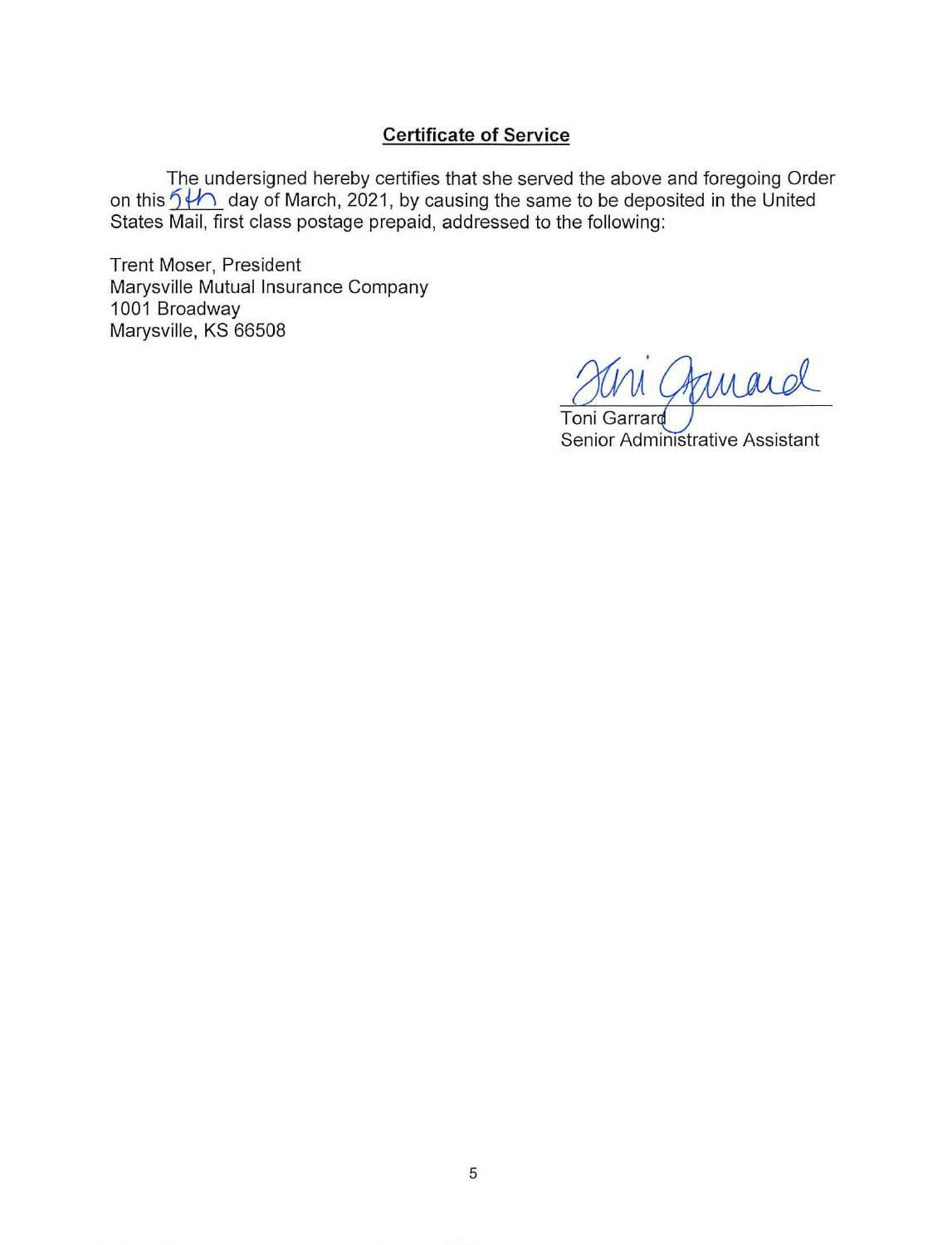**Certificate of Service**

The undersigned hereby certifies that she served the above and foregoing Order on this 5th day of March, 2021, by causing the same to be deposited in the United States Mail, first class postage prepaid, addressed to the following:

Trent Moser, President
Marysville Mutual Insurance Company
1001 Broadway
Marysville, KS 66508

Toni Garrard
Toni Garrard
Senior Administrative Assistant